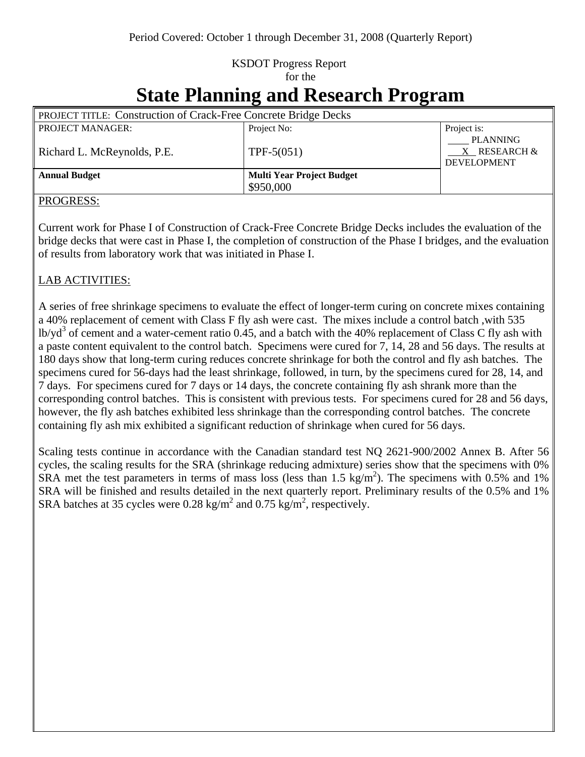Period Covered: October 1 through December 31, 2008 (Quarterly Report)

KSDOT Progress Report
for the

# State Planning and Research Program

| PROJECT TITLE: Construction of Crack-Free Concrete Bridge Decks | | |
|---|---|---|
| PROJECT MANAGER:<br>Richard L. McReynolds, P.E. | Project No:<br>TPF-5(051) | Project is:<br>____ PLANNING<br>__X__ RESEARCH & DEVELOPMENT |
| **Annual Budget** | **Multi Year Project Budget**<br>$950,000 | |

PROGRESS:

Current work for Phase I of Construction of Crack-Free Concrete Bridge Decks includes the evaluation of the bridge decks that were cast in Phase I, the completion of construction of the Phase I bridges, and the evaluation of results from laboratory work that was initiated in Phase I.

LAB ACTIVITIES:

A series of free shrinkage specimens to evaluate the effect of longer-term curing on concrete mixes containing a 40% replacement of cement with Class F fly ash were cast. The mixes include a control batch ,with 535 $lb/yd^3$ of cement and a water-cement ratio 0.45, and a batch with the 40% replacement of Class C fly ash with a paste content equivalent to the control batch. Specimens were cured for 7, 14, 28 and 56 days. The results at 180 days show that long-term curing reduces concrete shrinkage for both the control and fly ash batches. The specimens cured for 56-days had the least shrinkage, followed, in turn, by the specimens cured for 28, 14, and 7 days. For specimens cured for 7 days or 14 days, the concrete containing fly ash shrank more than the corresponding control batches. This is consistent with previous tests. For specimens cured for 28 and 56 days, however, the fly ash batches exhibited less shrinkage than the corresponding control batches. The concrete containing fly ash mix exhibited a significant reduction of shrinkage when cured for 56 days.

Scaling tests continue in accordance with the Canadian standard test NQ 2621-900/2002 Annex B. After 56 cycles, the scaling results for the SRA (shrinkage reducing admixture) series show that the specimens with 0% SRA met the test parameters in terms of mass loss (less than 1.5 $kg/m^2$). The specimens with 0.5% and 1% SRA will be finished and results detailed in the next quarterly report. Preliminary results of the 0.5% and 1% SRA batches at 35 cycles were 0.28 $kg/m^2$ and 0.75 $kg/m^2$, respectively.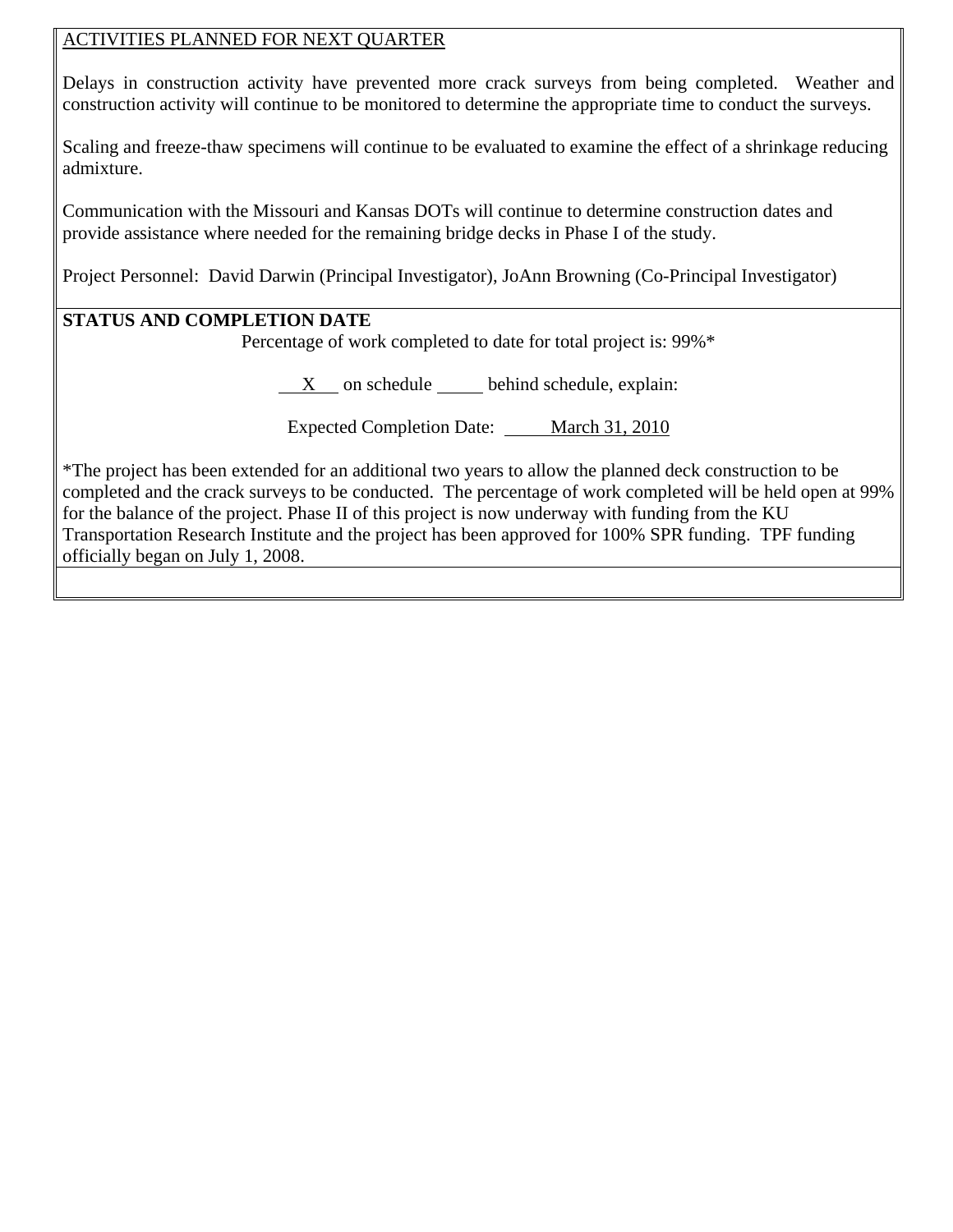## ACTIVITIES PLANNED FOR NEXT QUARTER

Delays in construction activity have prevented more crack surveys from being completed. Weather and construction activity will continue to be monitored to determine the appropriate time to conduct the surveys.

Scaling and freeze-thaw specimens will continue to be evaluated to examine the effect of a shrinkage reducing admixture.

Communication with the Missouri and Kansas DOTs will continue to determine construction dates and provide assistance where needed for the remaining bridge decks in Phase I of the study.

Project Personnel: David Darwin (Principal Investigator), JoAnn Browning (Co-Principal Investigator)

## STATUS AND COMPLETION DATE

Percentage of work completed to date for total project is: 99%*

__X__ on schedule _____ behind schedule, explain:

Expected Completion Date: __March 31, 2010__

*The project has been extended for an additional two years to allow the planned deck construction to be completed and the crack surveys to be conducted. The percentage of work completed will be held open at 99% for the balance of the project. Phase II of this project is now underway with funding from the KU Transportation Research Institute and the project has been approved for 100% SPR funding. TPF funding officially began on July 1, 2008.